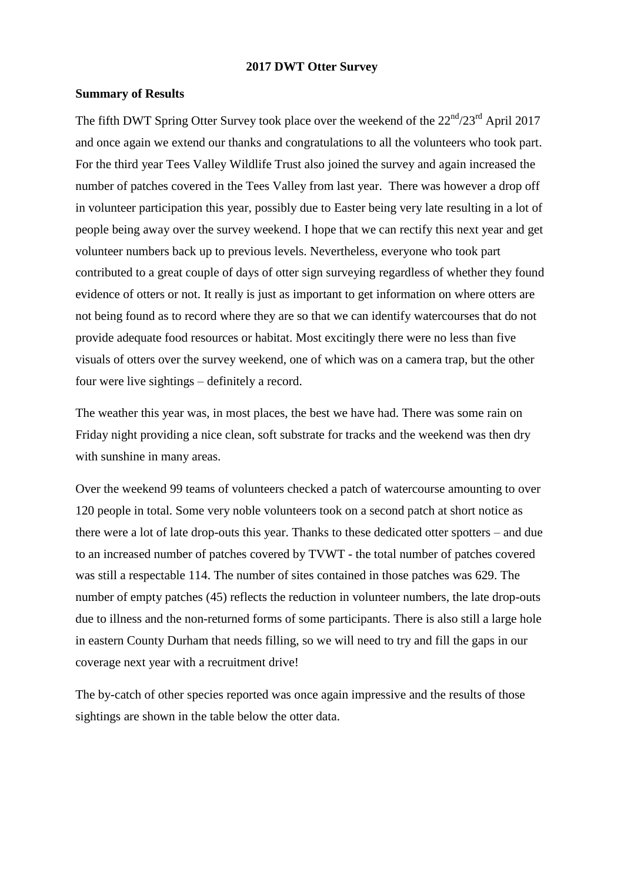# 2017 DWT Otter Survey

## Summary of Results

The fifth DWT Spring Otter Survey took place over the weekend of the 22nd/23rd April 2017 and once again we extend our thanks and congratulations to all the volunteers who took part. For the third year Tees Valley Wildlife Trust also joined the survey and again increased the number of patches covered in the Tees Valley from last year. There was however a drop off in volunteer participation this year, possibly due to Easter being very late resulting in a lot of people being away over the survey weekend. I hope that we can rectify this next year and get volunteer numbers back up to previous levels. Nevertheless, everyone who took part contributed to a great couple of days of otter sign surveying regardless of whether they found evidence of otters or not. It really is just as important to get information on where otters are not being found as to record where they are so that we can identify watercourses that do not provide adequate food resources or habitat. Most excitingly there were no less than five visuals of otters over the survey weekend, one of which was on a camera trap, but the other four were live sightings – definitely a record.

The weather this year was, in most places, the best we have had. There was some rain on Friday night providing a nice clean, soft substrate for tracks and the weekend was then dry with sunshine in many areas.

Over the weekend 99 teams of volunteers checked a patch of watercourse amounting to over 120 people in total. Some very noble volunteers took on a second patch at short notice as there were a lot of late drop-outs this year. Thanks to these dedicated otter spotters – and due to an increased number of patches covered by TVWT - the total number of patches covered was still a respectable 114. The number of sites contained in those patches was 629. The number of empty patches (45) reflects the reduction in volunteer numbers, the late drop-outs due to illness and the non-returned forms of some participants. There is also still a large hole in eastern County Durham that needs filling, so we will need to try and fill the gaps in our coverage next year with a recruitment drive!

The by-catch of other species reported was once again impressive and the results of those sightings are shown in the table below the otter data.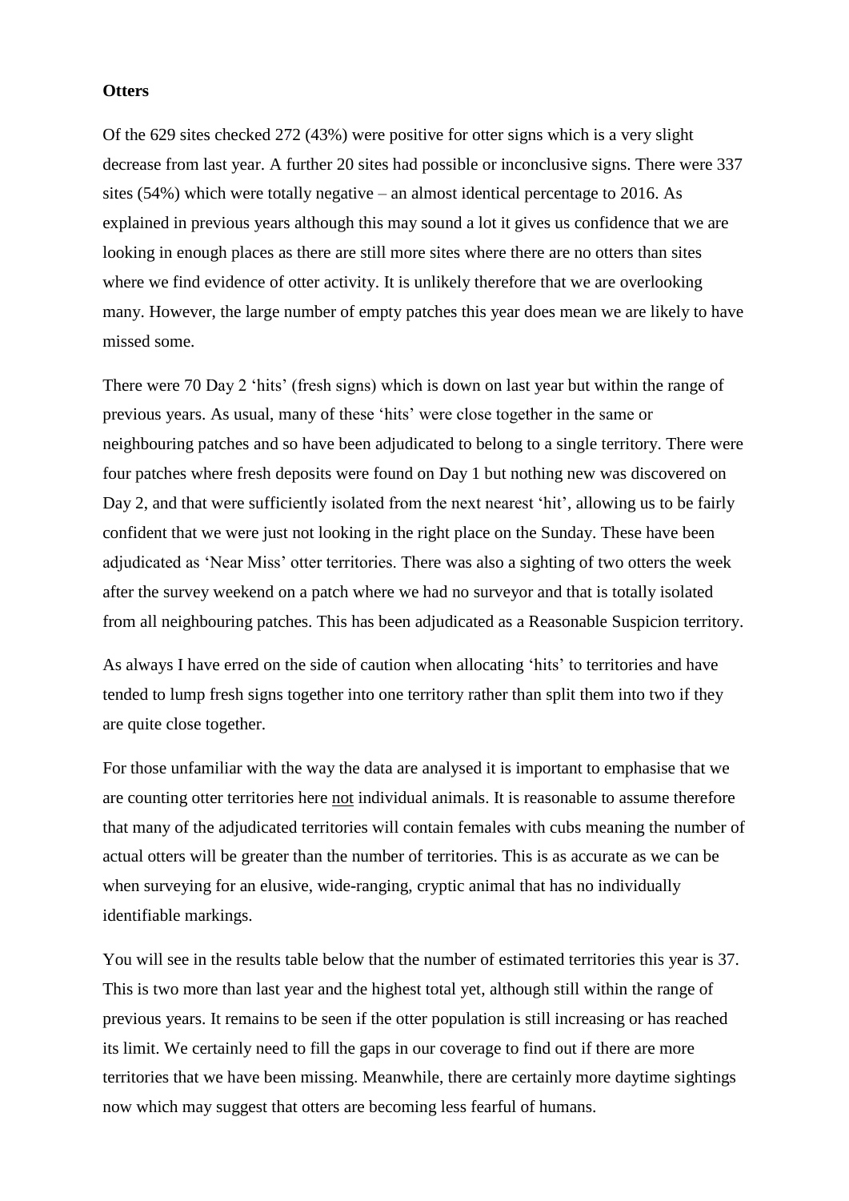**Otters**

Of the 629 sites checked 272 (43%) were positive for otter signs which is a very slight decrease from last year. A further 20 sites had possible or inconclusive signs. There were 337 sites (54%) which were totally negative – an almost identical percentage to 2016. As explained in previous years although this may sound a lot it gives us confidence that we are looking in enough places as there are still more sites where there are no otters than sites where we find evidence of otter activity. It is unlikely therefore that we are overlooking many. However, the large number of empty patches this year does mean we are likely to have missed some.

There were 70 Day 2 'hits' (fresh signs) which is down on last year but within the range of previous years. As usual, many of these 'hits' were close together in the same or neighbouring patches and so have been adjudicated to belong to a single territory. There were four patches where fresh deposits were found on Day 1 but nothing new was discovered on Day 2, and that were sufficiently isolated from the next nearest 'hit', allowing us to be fairly confident that we were just not looking in the right place on the Sunday. These have been adjudicated as 'Near Miss' otter territories. There was also a sighting of two otters the week after the survey weekend on a patch where we had no surveyor and that is totally isolated from all neighbouring patches. This has been adjudicated as a Reasonable Suspicion territory.

As always I have erred on the side of caution when allocating 'hits' to territories and have tended to lump fresh signs together into one territory rather than split them into two if they are quite close together.

For those unfamiliar with the way the data are analysed it is important to emphasise that we are counting otter territories here <u>not</u> individual animals. It is reasonable to assume therefore that many of the adjudicated territories will contain females with cubs meaning the number of actual otters will be greater than the number of territories. This is as accurate as we can be when surveying for an elusive, wide-ranging, cryptic animal that has no individually identifiable markings.

You will see in the results table below that the number of estimated territories this year is 37. This is two more than last year and the highest total yet, although still within the range of previous years. It remains to be seen if the otter population is still increasing or has reached its limit. We certainly need to fill the gaps in our coverage to find out if there are more territories that we have been missing. Meanwhile, there are certainly more daytime sightings now which may suggest that otters are becoming less fearful of humans.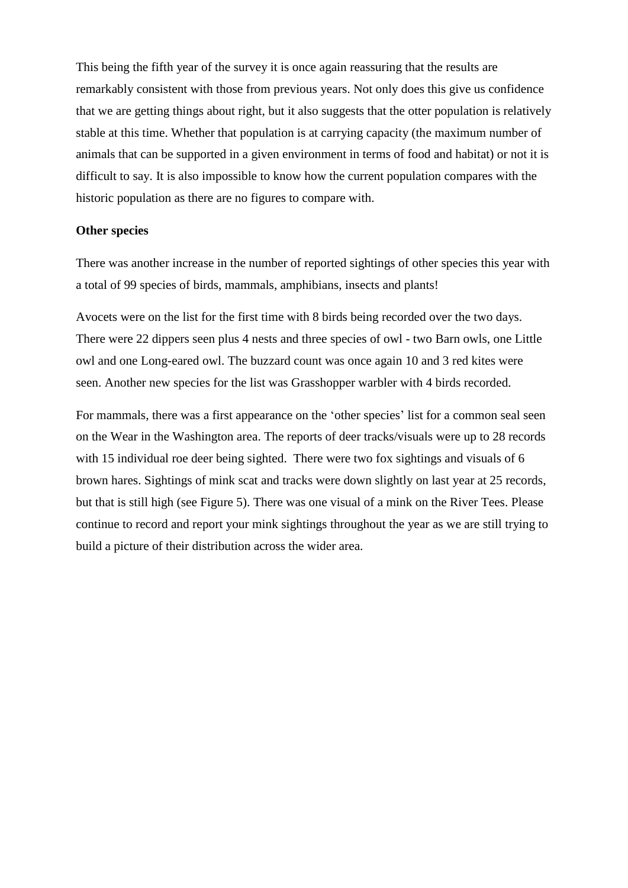This being the fifth year of the survey it is once again reassuring that the results are remarkably consistent with those from previous years. Not only does this give us confidence that we are getting things about right, but it also suggests that the otter population is relatively stable at this time. Whether that population is at carrying capacity (the maximum number of animals that can be supported in a given environment in terms of food and habitat) or not it is difficult to say. It is also impossible to know how the current population compares with the historic population as there are no figures to compare with.

**Other species**

There was another increase in the number of reported sightings of other species this year with a total of 99 species of birds, mammals, amphibians, insects and plants!

Avocets were on the list for the first time with 8 birds being recorded over the two days. There were 22 dippers seen plus 4 nests and three species of owl - two Barn owls, one Little owl and one Long-eared owl. The buzzard count was once again 10 and 3 red kites were seen. Another new species for the list was Grasshopper warbler with 4 birds recorded.

For mammals, there was a first appearance on the 'other species' list for a common seal seen on the Wear in the Washington area. The reports of deer tracks/visuals were up to 28 records with 15 individual roe deer being sighted. There were two fox sightings and visuals of 6 brown hares. Sightings of mink scat and tracks were down slightly on last year at 25 records, but that is still high (see Figure 5). There was one visual of a mink on the River Tees. Please continue to record and report your mink sightings throughout the year as we are still trying to build a picture of their distribution across the wider area.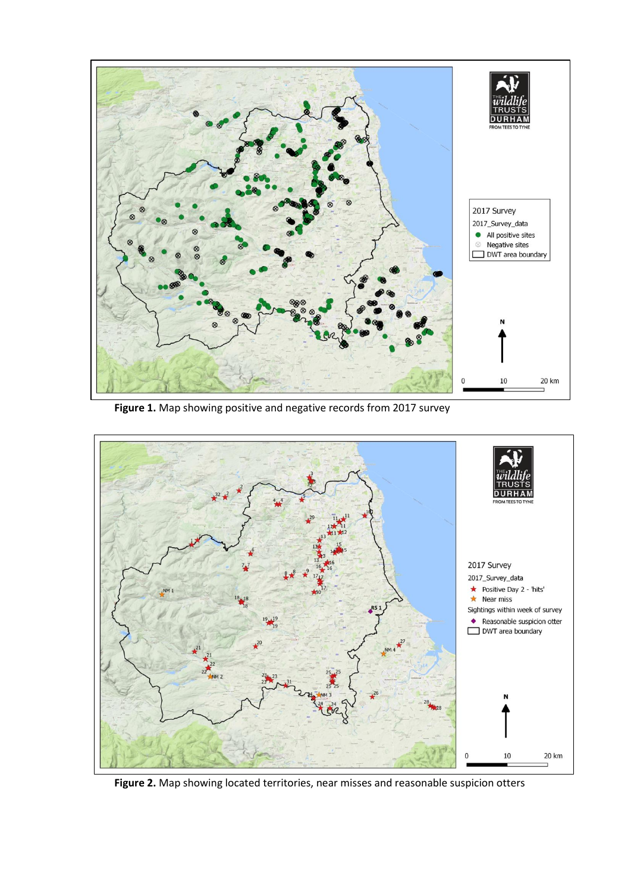**Figure 1.** Map showing positive and negative records from 2017 survey

**Figure 2.** Map showing located territories, near misses and reasonable suspicion otters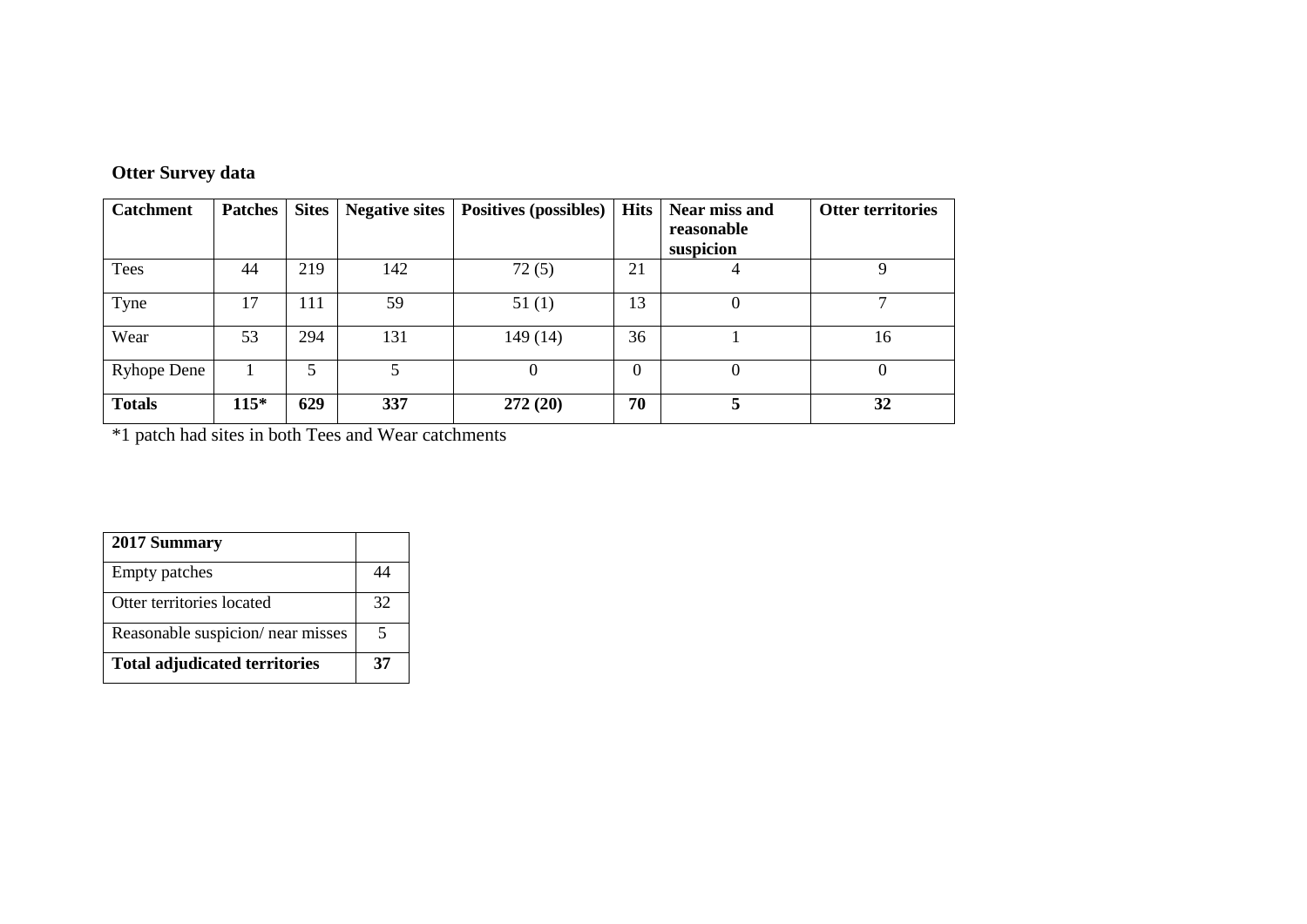## Otter Survey data

| **Catchment** | **Patches** | **Sites** | **Negative sites** | **Positives (possibles)** | **Hits** | **Near miss and reasonable suspicion** | **Otter territories** |
|---|---|---|---|---|---|---|---|
| Tees | 44 | 219 | 142 | 72 (5) | 21 | 4 | 9 |
| Tyne | 17 | 111 | 59 | 51 (1) | 13 | 0 | 7 |
| Wear | 53 | 294 | 131 | 149 (14) | 36 | 1 | 16 |
| Ryhope Dene | 1 | 5 | 5 | 0 | 0 | 0 | 0 |
| **Totals** | **115*** | **629** | **337** | **272 (20)** | **70** | **5** | **32** |

*1 patch had sites in both Tees and Wear catchments

| **2017 Summary** | |
|---|---|
| Empty patches | 44 |
| Otter territories located | 32 |
| Reasonable suspicion/ near misses | 5 |
| **Total adjudicated territories** | **37** |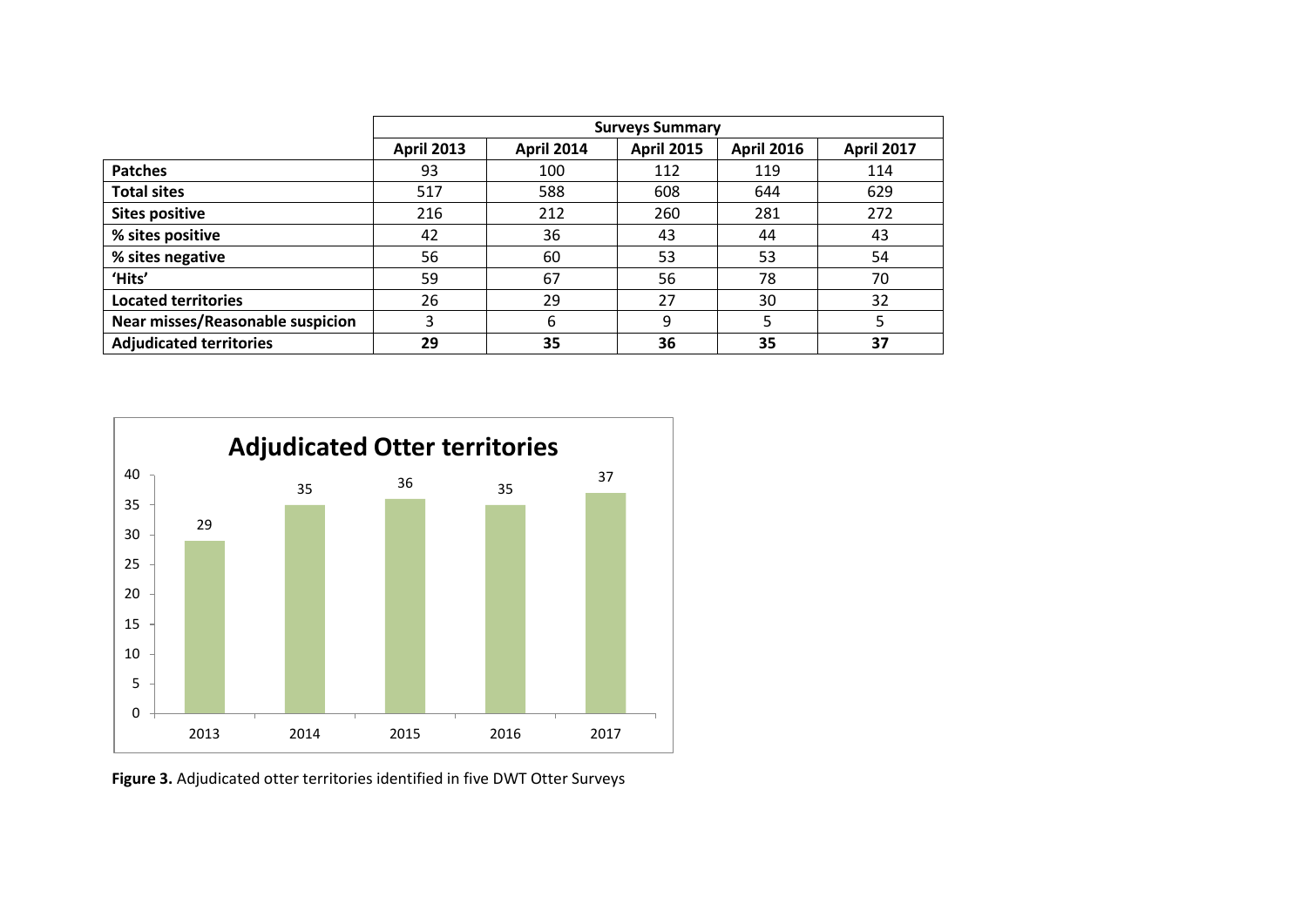| | Surveys Summary | | | | |
|---|---|---|---|---|---|
| | **April 2013** | **April 2014** | **April 2015** | **April 2016** | **April 2017** |
| **Patches** | 93 | 100 | 112 | 119 | 114 |
| **Total sites** | 517 | 588 | 608 | 644 | 629 |
| **Sites positive** | 216 | 212 | 260 | 281 | 272 |
| **% sites positive** | 42 | 36 | 43 | 44 | 43 |
| **% sites negative** | 56 | 60 | 53 | 53 | 54 |
| **'Hits'** | 59 | 67 | 56 | 78 | 70 |
| **Located territories** | 26 | 29 | 27 | 30 | 32 |
| **Near misses/Reasonable suspicion** | 3 | 6 | 9 | 5 | 5 |
| **Adjudicated territories** | **29** | **35** | **36** | **35** | **37** |

**Adjudicated Otter territories**

| Year | Adjudicated territories |
|---|---|
| 2013 | 29 |
| 2014 | 35 |
| 2015 | 36 |
| 2016 | 35 |
| 2017 | 37 |

**Figure 3.** Adjudicated otter territories identified in five DWT Otter Surveys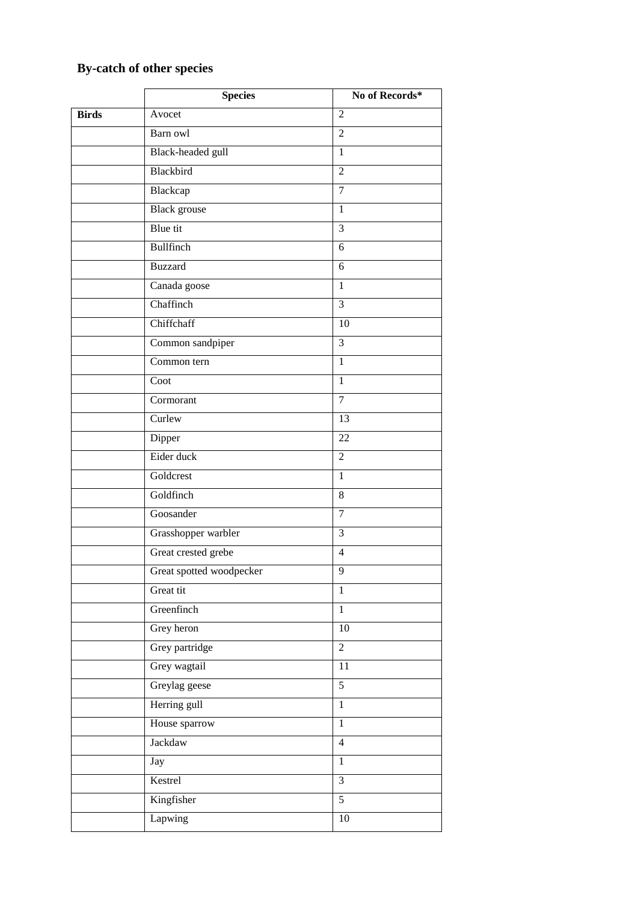## By-catch of other species

| | Species | No of Records* |
|---|---|---|
| **Birds** | Avocet | 2 |
| | Barn owl | 2 |
| | Black-headed gull | 1 |
| | Blackbird | 2 |
| | Blackcap | 7 |
| | Black grouse | 1 |
| | Blue tit | 3 |
| | Bullfinch | 6 |
| | Buzzard | 6 |
| | Canada goose | 1 |
| | Chaffinch | 3 |
| | Chiffchaff | 10 |
| | Common sandpiper | 3 |
| | Common tern | 1 |
| | Coot | 1 |
| | Cormorant | 7 |
| | Curlew | 13 |
| | Dipper | 22 |
| | Eider duck | 2 |
| | Goldcrest | 1 |
| | Goldfinch | 8 |
| | Goosander | 7 |
| | Grasshopper warbler | 3 |
| | Great crested grebe | 4 |
| | Great spotted woodpecker | 9 |
| | Great tit | 1 |
| | Greenfinch | 1 |
| | Grey heron | 10 |
| | Grey partridge | 2 |
| | Grey wagtail | 11 |
| | Greylag geese | 5 |
| | Herring gull | 1 |
| | House sparrow | 1 |
| | Jackdaw | 4 |
| | Jay | 1 |
| | Kestrel | 3 |
| | Kingfisher | 5 |
| | Lapwing | 10 |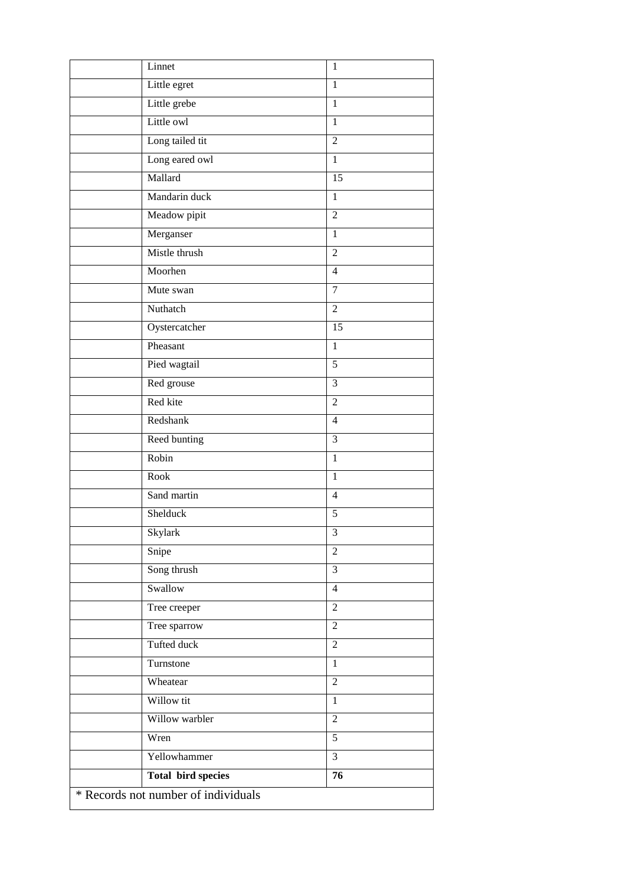| | | |
|---|---|---|
| | Linnet | 1 |
| | Little egret | 1 |
| | Little grebe | 1 |
| | Little owl | 1 |
| | Long tailed tit | 2 |
| | Long eared owl | 1 |
| | Mallard | 15 |
| | Mandarin duck | 1 |
| | Meadow pipit | 2 |
| | Merganser | 1 |
| | Mistle thrush | 2 |
| | Moorhen | 4 |
| | Mute swan | 7 |
| | Nuthatch | 2 |
| | Oystercatcher | 15 |
| | Pheasant | 1 |
| | Pied wagtail | 5 |
| | Red grouse | 3 |
| | Red kite | 2 |
| | Redshank | 4 |
| | Reed bunting | 3 |
| | Robin | 1 |
| | Rook | 1 |
| | Sand martin | 4 |
| | Shelduck | 5 |
| | Skylark | 3 |
| | Snipe | 2 |
| | Song thrush | 3 |
| | Swallow | 4 |
| | Tree creeper | 2 |
| | Tree sparrow | 2 |
| | Tufted duck | 2 |
| | Turnstone | 1 |
| | Wheatear | 2 |
| | Willow tit | 1 |
| | Willow warbler | 2 |
| | Wren | 5 |
| | Yellowhammer | 3 |
| | **Total bird species** | **76** |

* Records not number of individuals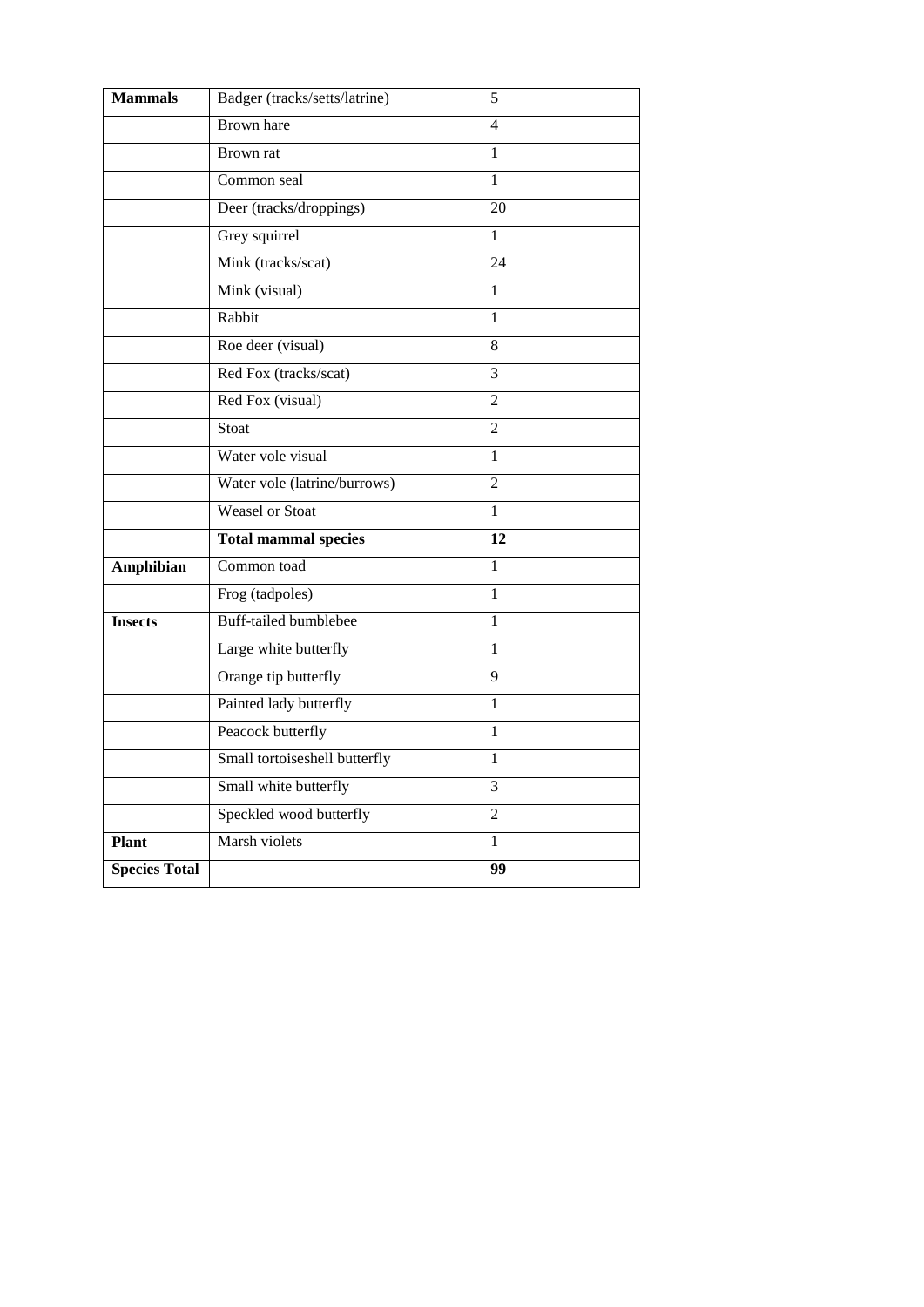| Mammals | Badger (tracks/setts/latrine) | 5 |
|---|---|---|
| | Brown hare | 4 |
| | Brown rat | 1 |
| | Common seal | 1 |
| | Deer (tracks/droppings) | 20 |
| | Grey squirrel | 1 |
| | Mink (tracks/scat) | 24 |
| | Mink (visual) | 1 |
| | Rabbit | 1 |
| | Roe deer (visual) | 8 |
| | Red Fox (tracks/scat) | 3 |
| | Red Fox (visual) | 2 |
| | Stoat | 2 |
| | Water vole visual | 1 |
| | Water vole (latrine/burrows) | 2 |
| | Weasel or Stoat | 1 |
| | **Total mammal species** | **12** |
| **Amphibian** | Common toad | 1 |
| | Frog (tadpoles) | 1 |
| **Insects** | Buff-tailed bumblebee | 1 |
| | Large white butterfly | 1 |
| | Orange tip butterfly | 9 |
| | Painted lady butterfly | 1 |
| | Peacock butterfly | 1 |
| | Small tortoiseshell butterfly | 1 |
| | Small white butterfly | 3 |
| | Speckled wood butterfly | 2 |
| **Plant** | Marsh violets | 1 |
| **Species Total** | | **99** |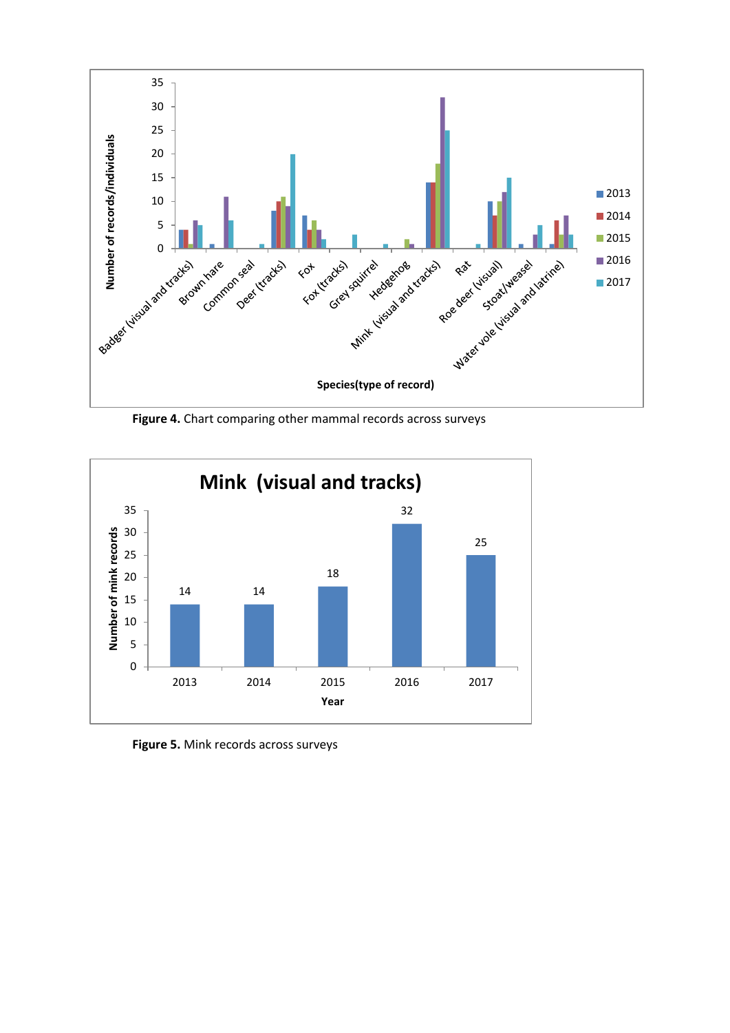35
30
25
20
15
10
5
0

Number of records/individuals

Badger (visual and tracks)
Brown hare
Common seal
Deer (tracks)
Fox
Fox (tracks)
Grey squirrel
Hedgehog
Mink (visual and tracks)
Rat
Roe deer (visual)
Stoat/weasel
Water vole (visual and latrine)

Species(type of record)

2013
2014
2015
2016
2017

**Figure 4.** Chart comparing other mammal records across surveys

Mink (visual and tracks)

35
30
25
20
15
10
5
0

Number of mink records

14
14
18
32
25

2013
2014
2015
2016
2017

Year

**Figure 5.** Mink records across surveys